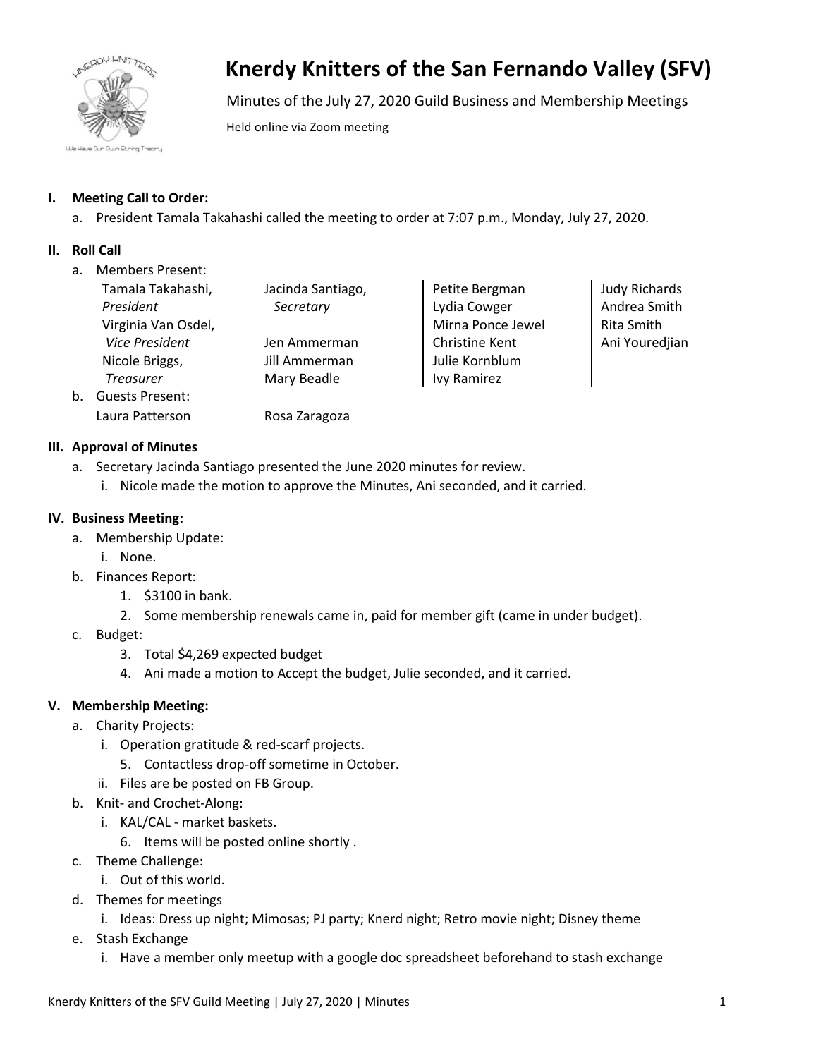# Knerdy Knitters of the San Fernando Valley (SFV)

Minutes of the July 27, 2020 Guild Business and Membership Meetings

Held online via Zoom meeting

## I. Meeting Call to Order:

a. President Tamala Takahashi called the meeting to order at 7:07 p.m., Monday, July 27, 2020.

## II. Roll Call

a. Members Present:

| | | | |
|---|---|---|---|
| Tamala Takahashi, *President* | Jacinda Santiago, *Secretary* | Petite Bergman | Judy Richards |
| Virginia Van Osdel, *Vice President* | | Lydia Cowger | Andrea Smith |
| Nicole Briggs, *Treasurer* | Jen Ammerman | Mirna Ponce Jewel | Rita Smith |
| | Jill Ammerman | Christine Kent | Ani Youredjian |
| | Mary Beadle | Julie Kornblum | |
| | | Ivy Ramirez | |

b. Guests Present:

| | |
|---|---|
| Laura Patterson | Rosa Zaragoza |

## III. Approval of Minutes

a. Secretary Jacinda Santiago presented the June 2020 minutes for review.
   i. Nicole made the motion to approve the Minutes, Ani seconded, and it carried.

## IV. Business Meeting:

a. Membership Update:
   i. None.

b. Finances Report:
   1. $3100 in bank.
   2. Some membership renewals came in, paid for member gift (came in under budget).

c. Budget:
   3. Total $4,269 expected budget
   4. Ani made a motion to Accept the budget, Julie seconded, and it carried.

## V. Membership Meeting:

a. Charity Projects:
   i. Operation gratitude & red-scarf projects.
      5. Contactless drop-off sometime in October.
   ii. Files are be posted on FB Group.

b. Knit- and Crochet-Along:
   i. KAL/CAL - market baskets.
      6. Items will be posted online shortly .

c. Theme Challenge:
   i. Out of this world.

d. Themes for meetings
   i. Ideas: Dress up night; Mimosas; PJ party; Knerd night; Retro movie night; Disney theme

e. Stash Exchange
   i. Have a member only meetup with a google doc spreadsheet beforehand to stash exchange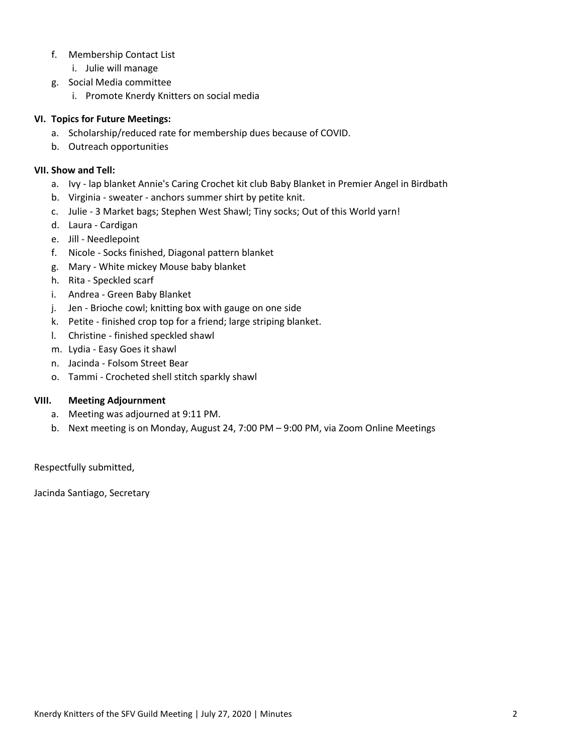f. Membership Contact List
   i. Julie will manage
g. Social Media committee
   i. Promote Knerdy Knitters on social media

**VI. Topics for Future Meetings:**

a. Scholarship/reduced rate for membership dues because of COVID.
b. Outreach opportunities

**VII. Show and Tell:**

a. Ivy - lap blanket Annie's Caring Crochet kit club Baby Blanket in Premier Angel in Birdbath
b. Virginia - sweater - anchors summer shirt by petite knit.
c. Julie - 3 Market bags; Stephen West Shawl; Tiny socks; Out of this World yarn!
d. Laura - Cardigan
e. Jill - Needlepoint
f. Nicole - Socks finished, Diagonal pattern blanket
g. Mary - White mickey Mouse baby blanket
h. Rita - Speckled scarf
i. Andrea - Green Baby Blanket
j. Jen - Brioche cowl; knitting box with gauge on one side
k. Petite - finished crop top for a friend; large striping blanket.
l. Christine - finished speckled shawl
m. Lydia - Easy Goes it shawl
n. Jacinda - Folsom Street Bear
o. Tammi - Crocheted shell stitch sparkly shawl

**VIII. Meeting Adjournment**

a. Meeting was adjourned at 9:11 PM.
b. Next meeting is on Monday, August 24, 7:00 PM – 9:00 PM, via Zoom Online Meetings

Respectfully submitted,

Jacinda Santiago, Secretary